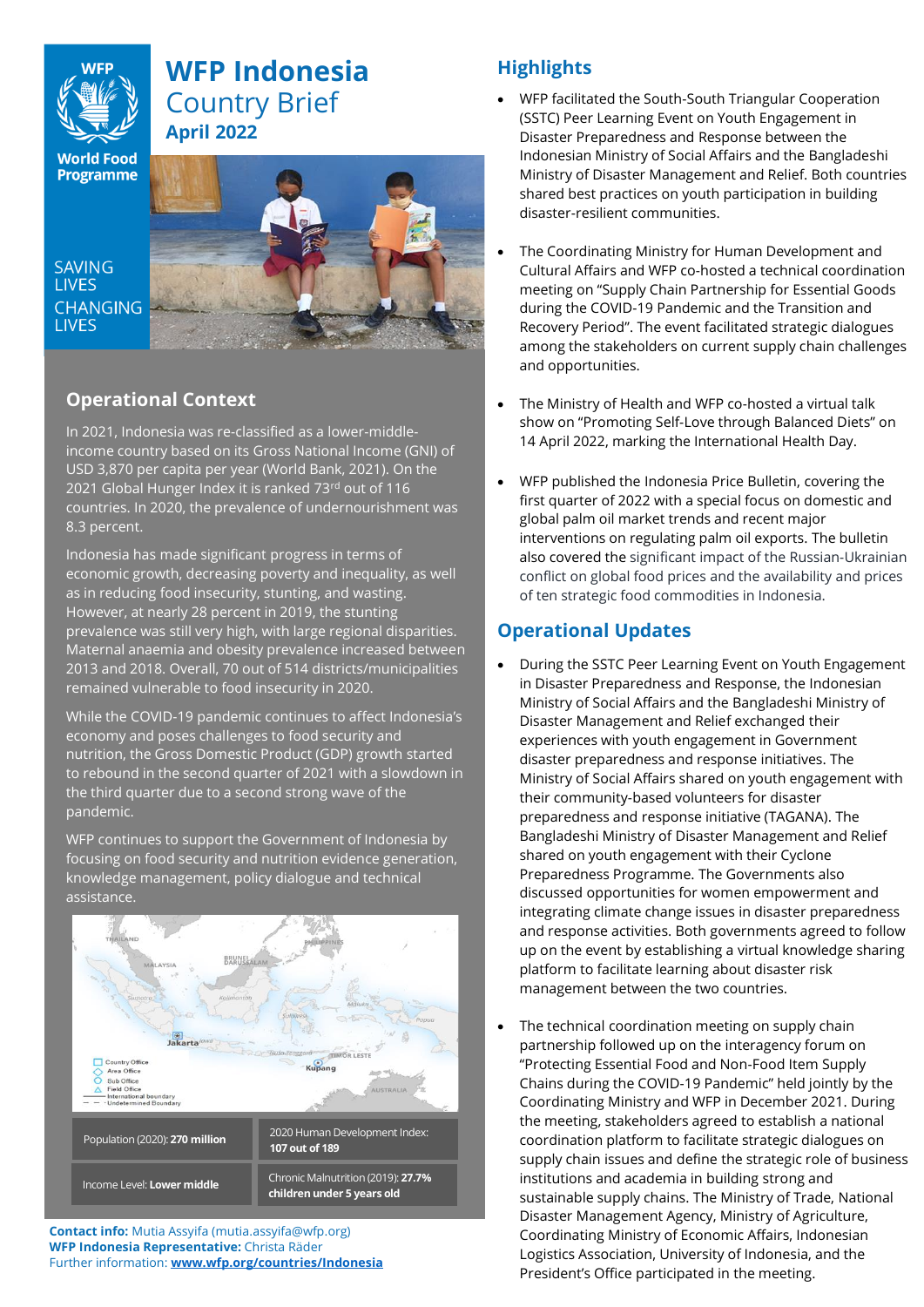# WFP Indonesia Country Brief
**April 2022**

SAVING LIVES
CHANGING LIVES

## Operational Context

In 2021, Indonesia was re-classified as a lower-middle-income country based on its Gross National Income (GNI) of USD 3,870 per capita per year (World Bank, 2021). On the 2021 Global Hunger Index it is ranked 73rd out of 116 countries. In 2020, the prevalence of undernourishment was 8.3 percent.

Indonesia has made significant progress in terms of economic growth, decreasing poverty and inequality, as well as in reducing food insecurity, stunting, and wasting. However, at nearly 28 percent in 2019, the stunting prevalence was still very high, with large regional disparities. Maternal anaemia and obesity prevalence increased between 2013 and 2018. Overall, 70 out of 514 districts/municipalities remained vulnerable to food insecurity in 2020.

While the COVID-19 pandemic continues to affect Indonesia's economy and poses challenges to food security and nutrition, the Gross Domestic Product (GDP) growth started to rebound in the second quarter of 2021 with a slowdown in the third quarter due to a second strong wave of the pandemic.

WFP continues to support the Government of Indonesia by focusing on food security and nutrition evidence generation, knowledge management, policy dialogue and technical assistance.

| | |
|---|---|
| Population (2020): **270 million** | 2020 Human Development Index: **107 out of 189** |
| Income Level: **Lower middle** | Chronic Malnutrition (2019): **27.7% children under 5 years old** |

**Contact info:** Mutia Assyifa (mutia.assyifa@wfp.org)
**WFP Indonesia Representative:** Christa Räder
Further information: **www.wfp.org/countries/Indonesia**

## Highlights

- WFP facilitated the South-South Triangular Cooperation (SSTC) Peer Learning Event on Youth Engagement in Disaster Preparedness and Response between the Indonesian Ministry of Social Affairs and the Bangladeshi Ministry of Disaster Management and Relief. Both countries shared best practices on youth participation in building disaster-resilient communities.
- The Coordinating Ministry for Human Development and Cultural Affairs and WFP co-hosted a technical coordination meeting on "Supply Chain Partnership for Essential Goods during the COVID-19 Pandemic and the Transition and Recovery Period". The event facilitated strategic dialogues among the stakeholders on current supply chain challenges and opportunities.
- The Ministry of Health and WFP co-hosted a virtual talk show on "Promoting Self-Love through Balanced Diets" on 14 April 2022, marking the International Health Day.
- WFP published the Indonesia Price Bulletin, covering the first quarter of 2022 with a special focus on domestic and global palm oil market trends and recent major interventions on regulating palm oil exports. The bulletin also covered the significant impact of the Russian-Ukrainian conflict on global food prices and the availability and prices of ten strategic food commodities in Indonesia.

## Operational Updates

- During the SSTC Peer Learning Event on Youth Engagement in Disaster Preparedness and Response, the Indonesian Ministry of Social Affairs and the Bangladeshi Ministry of Disaster Management and Relief exchanged their experiences with youth engagement in Government disaster preparedness and response initiatives. The Ministry of Social Affairs shared on youth engagement with their community-based volunteers for disaster preparedness and response initiative (TAGANA). The Bangladeshi Ministry of Disaster Management and Relief shared on youth engagement with their Cyclone Preparedness Programme. The Governments also discussed opportunities for women empowerment and integrating climate change issues in disaster preparedness and response activities. Both governments agreed to follow up on the event by establishing a virtual knowledge sharing platform to facilitate learning about disaster risk management between the two countries.
- The technical coordination meeting on supply chain partnership followed up on the interagency forum on "Protecting Essential Food and Non-Food Item Supply Chains during the COVID-19 Pandemic" held jointly by the Coordinating Ministry and WFP in December 2021. During the meeting, stakeholders agreed to establish a national coordination platform to facilitate strategic dialogues on supply chain issues and define the strategic role of business institutions and academia in building strong and sustainable supply chains. The Ministry of Trade, National Disaster Management Agency, Ministry of Agriculture, Coordinating Ministry of Economic Affairs, Indonesian Logistics Association, University of Indonesia, and the President's Office participated in the meeting.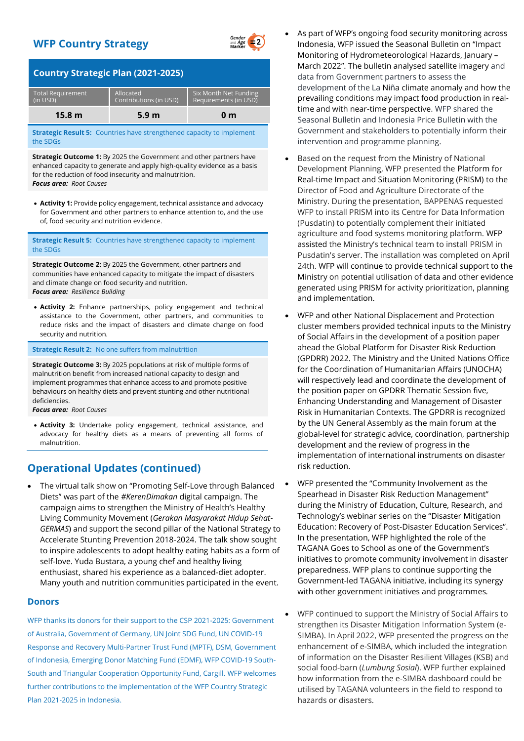## WFP Country Strategy

Gender and Age Marker =2

### Country Strategic Plan (2021-2025)

| Total Requirement (in USD) | Allocated Contributions (in USD) | Six Month Net Funding Requirements (in USD) |
|---|---|---|
| 15.8 m | 5.9 m | 0 m |

**Strategic Result 5:** Countries have strengthened capacity to implement the SDGs

**Strategic Outcome 1:** By 2025 the Government and other partners have enhanced capacity to generate and apply high-quality evidence as a basis for the reduction of food insecurity and malnutrition.
***Focus area:*** *Root Causes*

- **Activity 1:** Provide policy engagement, technical assistance and advocacy for Government and other partners to enhance attention to, and the use of, food security and nutrition evidence.

**Strategic Result 5:** Countries have strengthened capacity to implement the SDGs

**Strategic Outcome 2:** By 2025 the Government, other partners and communities have enhanced capacity to mitigate the impact of disasters and climate change on food security and nutrition.
***Focus area:*** *Resilience Building*

- **Activity 2:** Enhance partnerships, policy engagement and technical assistance to the Government, other partners, and communities to reduce risks and the impact of disasters and climate change on food security and nutrition.

**Strategic Result 2:** No one suffers from malnutrition

**Strategic Outcome 3:** By 2025 populations at risk of multiple forms of malnutrition benefit from increased national capacity to design and implement programmes that enhance access to and promote positive behaviours on healthy diets and prevent stunting and other nutritional deficiencies.
***Focus area:*** *Root Causes*

- **Activity 3:** Undertake policy engagement, technical assistance, and advocacy for healthy diets as a means of preventing all forms of malnutrition.

## Operational Updates (continued)

- The virtual talk show on "Promoting Self-Love through Balanced Diets" was part of the *#KerenDimakan* digital campaign. The campaign aims to strengthen the Ministry of Health's Healthy Living Community Movement (*Gerakan Masyarakat Hidup Sehat-GERMAS*) and support the second pillar of the National Strategy to Accelerate Stunting Prevention 2018-2024. The talk show sought to inspire adolescents to adopt healthy eating habits as a form of self-love. Yuda Bustara, a young chef and healthy living enthusiast, shared his experience as a balanced-diet adopter. Many youth and nutrition communities participated in the event.

### Donors

WFP thanks its donors for their support to the CSP 2021-2025: Government of Australia, Government of Germany, UN Joint SDG Fund, UN COVID-19 Response and Recovery Multi-Partner Trust Fund (MPTF), DSM, Government of Indonesia, Emerging Donor Matching Fund (EDMF), WFP COVID-19 South-South and Triangular Cooperation Opportunity Fund, Cargill. WFP welcomes further contributions to the implementation of the WFP Country Strategic Plan 2021-2025 in Indonesia.

- As part of WFP's ongoing food security monitoring across Indonesia, WFP issued the Seasonal Bulletin on "Impact Monitoring of Hydrometeorological Hazards, January – March 2022". The bulletin analysed satellite imagery and data from Government partners to assess the development of the La Niña climate anomaly and how the prevailing conditions may impact food production in real-time and with near-time perspective. WFP shared the Seasonal Bulletin and Indonesia Price Bulletin with the Government and stakeholders to potentially inform their intervention and programme planning.

- Based on the request from the Ministry of National Development Planning, WFP presented the Platform for Real-time Impact and Situation Monitoring (PRISM) to the Director of Food and Agriculture Directorate of the Ministry. During the presentation, BAPPENAS requested WFP to install PRISM into its Centre for Data Information (Pusdatin) to potentially complement their initiated agriculture and food systems monitoring platform. WFP assisted the Ministry's technical team to install PRISM in Pusdatin's server. The installation was completed on April 24th. WFP will continue to provide technical support to the Ministry on potential utilisation of data and other evidence generated using PRISM for activity prioritization, planning and implementation.

- WFP and other National Displacement and Protection cluster members provided technical inputs to the Ministry of Social Affairs in the development of a position paper ahead the Global Platform for Disaster Risk Reduction (GPDRR) 2022. The Ministry and the United Nations Office for the Coordination of Humanitarian Affairs (UNOCHA) will respectively lead and coordinate the development of the position paper on GPDRR Thematic Session five, Enhancing Understanding and Management of Disaster Risk in Humanitarian Contexts. The GPDRR is recognized by the UN General Assembly as the main forum at the global-level for strategic advice, coordination, partnership development and the review of progress in the implementation of international instruments on disaster risk reduction.

- WFP presented the "Community Involvement as the Spearhead in Disaster Risk Reduction Management" during the Ministry of Education, Culture, Research, and Technology's webinar series on the "Disaster Mitigation Education: Recovery of Post-Disaster Education Services". In the presentation, WFP highlighted the role of the TAGANA Goes to School as one of the Government's initiatives to promote community involvement in disaster preparedness. WFP plans to continue supporting the Government-led TAGANA initiative, including its synergy with other government initiatives and programmes.

- WFP continued to support the Ministry of Social Affairs to strengthen its Disaster Mitigation Information System (e-SIMBA). In April 2022, WFP presented the progress on the enhancement of e-SIMBA, which included the integration of information on the Disaster Resilient Villages (KSB) and social food-barn (*Lumbung Sosial*). WFP further explained how information from the e-SIMBA dashboard could be utilised by TAGANA volunteers in the field to respond to hazards or disasters.